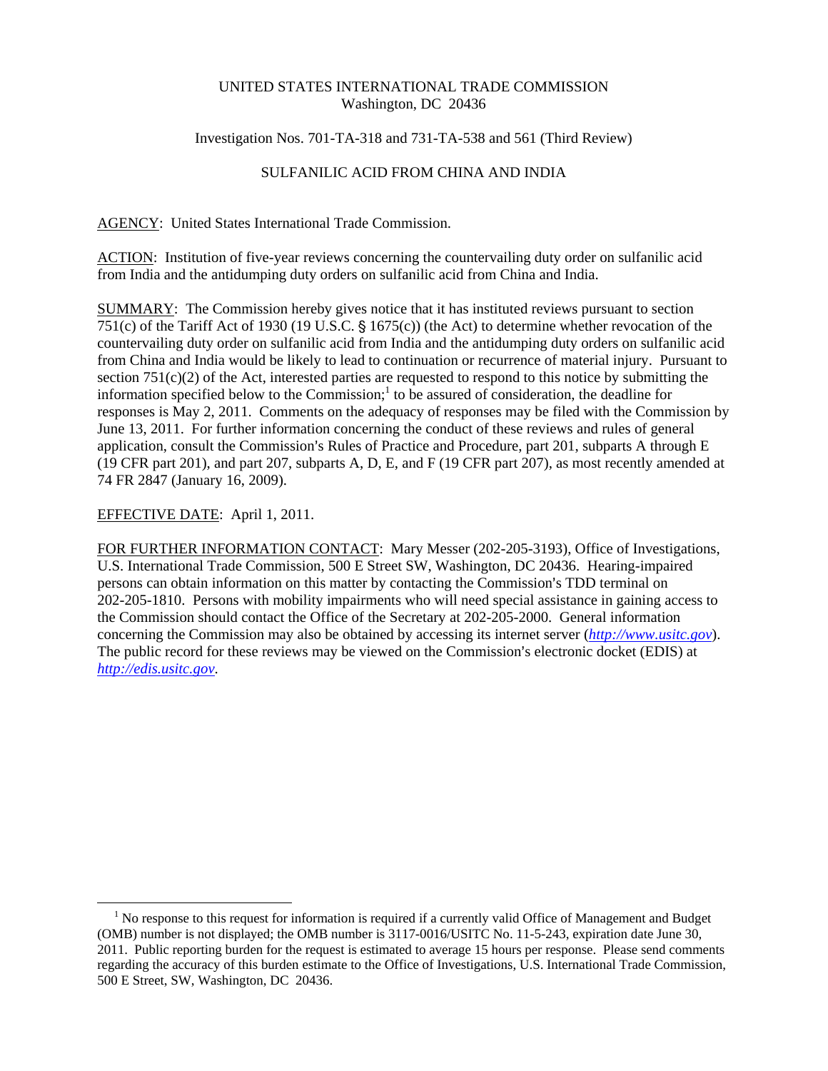UNITED STATES INTERNATIONAL TRADE COMMISSION
Washington, DC 20436

Investigation Nos. 701-TA-318 and 731-TA-538 and 561 (Third Review)

SULFANILIC ACID FROM CHINA AND INDIA

AGENCY: United States International Trade Commission.

ACTION: Institution of five-year reviews concerning the countervailing duty order on sulfanilic acid from India and the antidumping duty orders on sulfanilic acid from China and India.

SUMMARY: The Commission hereby gives notice that it has instituted reviews pursuant to section 751(c) of the Tariff Act of 1930 (19 U.S.C. § 1675(c)) (the Act) to determine whether revocation of the countervailing duty order on sulfanilic acid from India and the antidumping duty orders on sulfanilic acid from China and India would be likely to lead to continuation or recurrence of material injury. Pursuant to section 751(c)(2) of the Act, interested parties are requested to respond to this notice by submitting the information specified below to the Commission;[1] to be assured of consideration, the deadline for responses is May 2, 2011. Comments on the adequacy of responses may be filed with the Commission by June 13, 2011. For further information concerning the conduct of these reviews and rules of general application, consult the Commission's Rules of Practice and Procedure, part 201, subparts A through E (19 CFR part 201), and part 207, subparts A, D, E, and F (19 CFR part 207), as most recently amended at 74 FR 2847 (January 16, 2009).

EFFECTIVE DATE: April 1, 2011.

FOR FURTHER INFORMATION CONTACT: Mary Messer (202-205-3193), Office of Investigations, U.S. International Trade Commission, 500 E Street SW, Washington, DC 20436. Hearing-impaired persons can obtain information on this matter by contacting the Commission's TDD terminal on 202-205-1810. Persons with mobility impairments who will need special assistance in gaining access to the Commission should contact the Office of the Secretary at 202-205-2000. General information concerning the Commission may also be obtained by accessing its internet server (*http://www.usitc.gov*). The public record for these reviews may be viewed on the Commission's electronic docket (EDIS) at *http://edis.usitc.gov*.

[1] No response to this request for information is required if a currently valid Office of Management and Budget (OMB) number is not displayed; the OMB number is 3117-0016/USITC No. 11-5-243, expiration date June 30, 2011. Public reporting burden for the request is estimated to average 15 hours per response. Please send comments regarding the accuracy of this burden estimate to the Office of Investigations, U.S. International Trade Commission, 500 E Street, SW, Washington, DC 20436.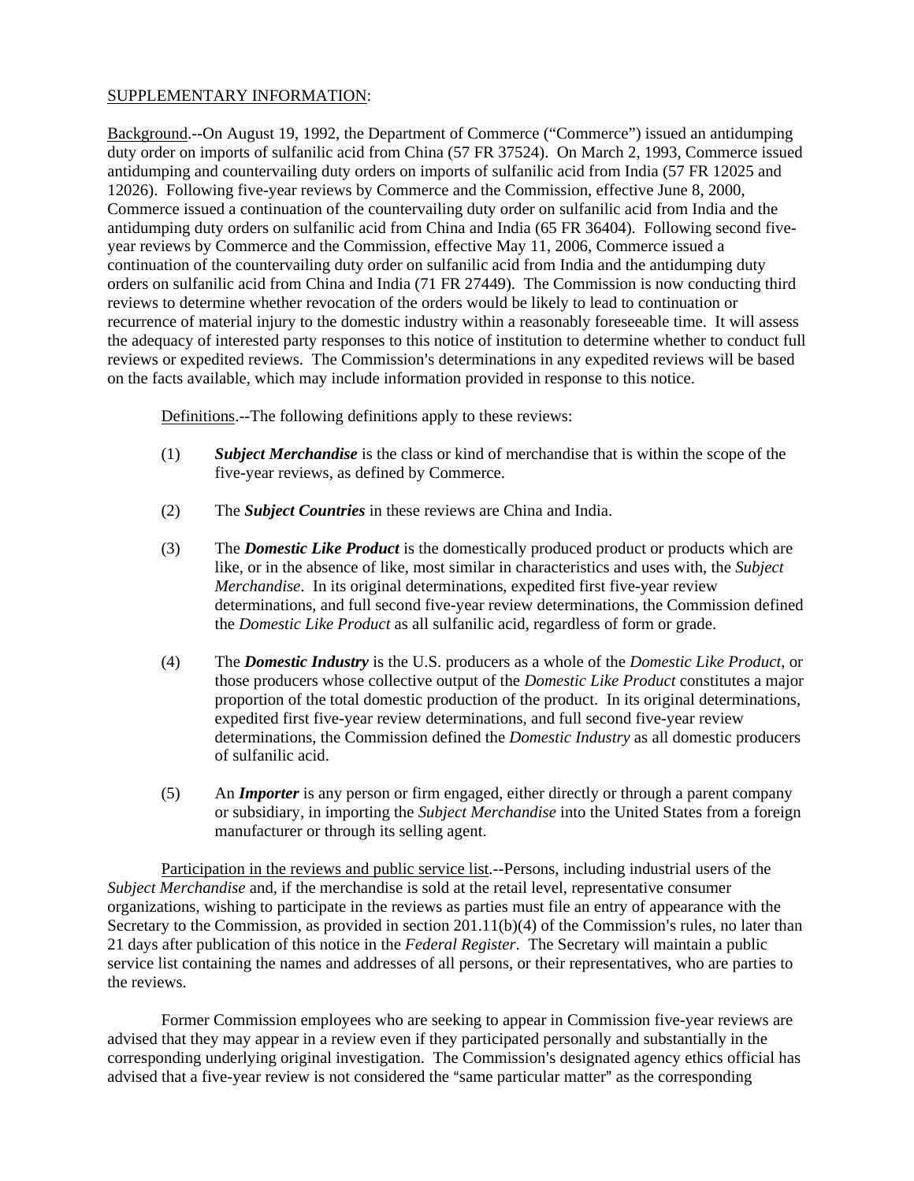SUPPLEMENTARY INFORMATION:

Background.--On August 19, 1992, the Department of Commerce ("Commerce") issued an antidumping duty order on imports of sulfanilic acid from China (57 FR 37524). On March 2, 1993, Commerce issued antidumping and countervailing duty orders on imports of sulfanilic acid from India (57 FR 12025 and 12026). Following five-year reviews by Commerce and the Commission, effective June 8, 2000, Commerce issued a continuation of the countervailing duty order on sulfanilic acid from India and the antidumping duty orders on sulfanilic acid from China and India (65 FR 36404). Following second five-year reviews by Commerce and the Commission, effective May 11, 2006, Commerce issued a continuation of the countervailing duty order on sulfanilic acid from India and the antidumping duty orders on sulfanilic acid from China and India (71 FR 27449). The Commission is now conducting third reviews to determine whether revocation of the orders would be likely to lead to continuation or recurrence of material injury to the domestic industry within a reasonably foreseeable time. It will assess the adequacy of interested party responses to this notice of institution to determine whether to conduct full reviews or expedited reviews. The Commission's determinations in any expedited reviews will be based on the facts available, which may include information provided in response to this notice.

Definitions.--The following definitions apply to these reviews:

(1) ***Subject Merchandise*** is the class or kind of merchandise that is within the scope of the five-year reviews, as defined by Commerce.

(2) The ***Subject Countries*** in these reviews are China and India.

(3) The ***Domestic Like Product*** is the domestically produced product or products which are like, or in the absence of like, most similar in characteristics and uses with, the *Subject Merchandise*. In its original determinations, expedited first five-year review determinations, and full second five-year review determinations, the Commission defined the *Domestic Like Product* as all sulfanilic acid, regardless of form or grade.

(4) The ***Domestic Industry*** is the U.S. producers as a whole of the *Domestic Like Product*, or those producers whose collective output of the *Domestic Like Product* constitutes a major proportion of the total domestic production of the product. In its original determinations, expedited first five-year review determinations, and full second five-year review determinations, the Commission defined the *Domestic Industry* as all domestic producers of sulfanilic acid.

(5) An ***Importer*** is any person or firm engaged, either directly or through a parent company or subsidiary, in importing the *Subject Merchandise* into the United States from a foreign manufacturer or through its selling agent.

Participation in the reviews and public service list.--Persons, including industrial users of the *Subject Merchandise* and, if the merchandise is sold at the retail level, representative consumer organizations, wishing to participate in the reviews as parties must file an entry of appearance with the Secretary to the Commission, as provided in section 201.11(b)(4) of the Commission's rules, no later than 21 days after publication of this notice in the *Federal Register*. The Secretary will maintain a public service list containing the names and addresses of all persons, or their representatives, who are parties to the reviews.

Former Commission employees who are seeking to appear in Commission five-year reviews are advised that they may appear in a review even if they participated personally and substantially in the corresponding underlying original investigation. The Commission's designated agency ethics official has advised that a five-year review is not considered the "same particular matter" as the corresponding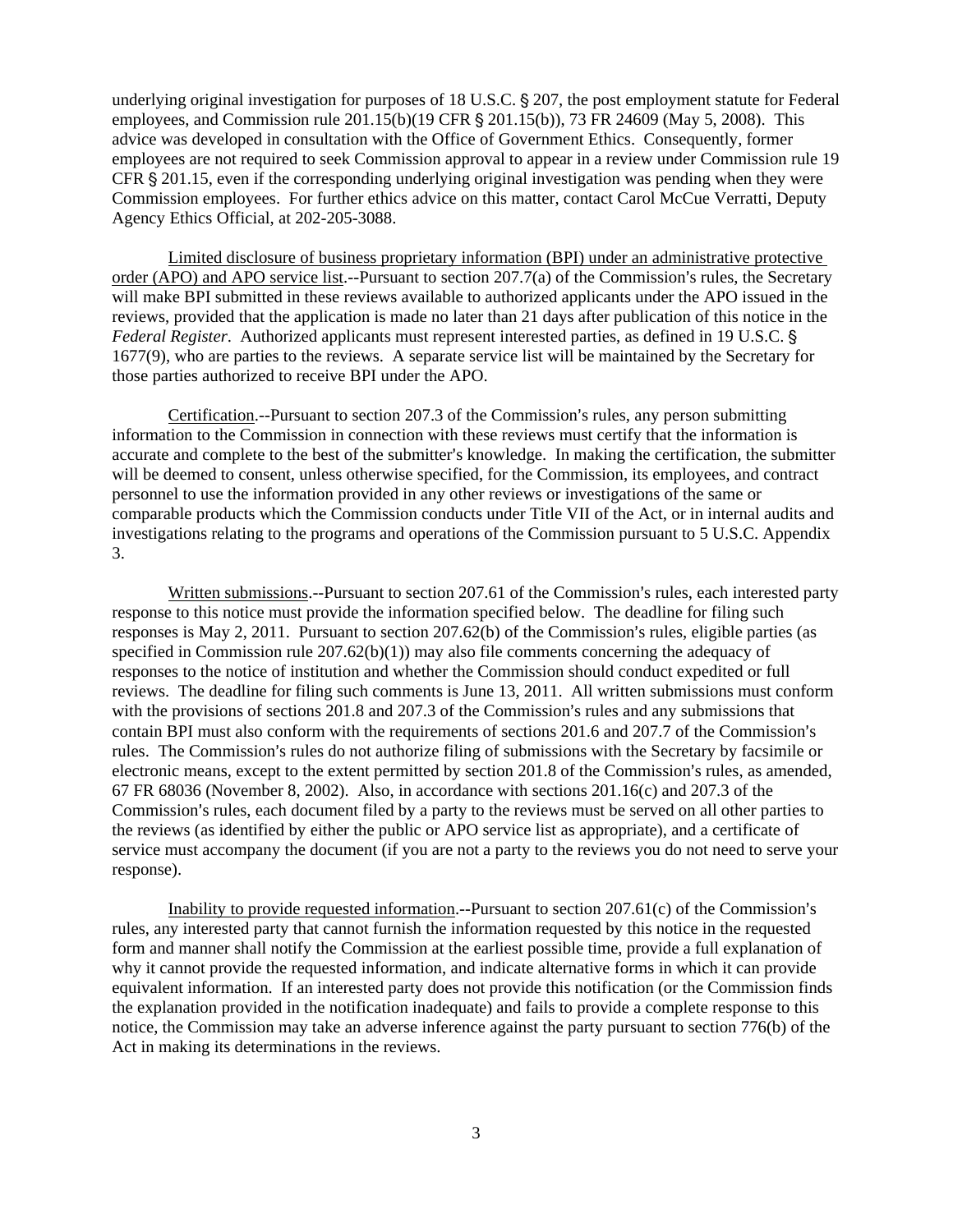underlying original investigation for purposes of 18 U.S.C. § 207, the post employment statute for Federal employees, and Commission rule 201.15(b)(19 CFR § 201.15(b)), 73 FR 24609 (May 5, 2008). This advice was developed in consultation with the Office of Government Ethics. Consequently, former employees are not required to seek Commission approval to appear in a review under Commission rule 19 CFR § 201.15, even if the corresponding underlying original investigation was pending when they were Commission employees. For further ethics advice on this matter, contact Carol McCue Verratti, Deputy Agency Ethics Official, at 202-205-3088.

Limited disclosure of business proprietary information (BPI) under an administrative protective order (APO) and APO service list.--Pursuant to section 207.7(a) of the Commission's rules, the Secretary will make BPI submitted in these reviews available to authorized applicants under the APO issued in the reviews, provided that the application is made no later than 21 days after publication of this notice in the *Federal Register*. Authorized applicants must represent interested parties, as defined in 19 U.S.C. § 1677(9), who are parties to the reviews. A separate service list will be maintained by the Secretary for those parties authorized to receive BPI under the APO.

Certification.--Pursuant to section 207.3 of the Commission's rules, any person submitting information to the Commission in connection with these reviews must certify that the information is accurate and complete to the best of the submitter's knowledge. In making the certification, the submitter will be deemed to consent, unless otherwise specified, for the Commission, its employees, and contract personnel to use the information provided in any other reviews or investigations of the same or comparable products which the Commission conducts under Title VII of the Act, or in internal audits and investigations relating to the programs and operations of the Commission pursuant to 5 U.S.C. Appendix 3.

Written submissions.--Pursuant to section 207.61 of the Commission's rules, each interested party response to this notice must provide the information specified below. The deadline for filing such responses is May 2, 2011. Pursuant to section 207.62(b) of the Commission's rules, eligible parties (as specified in Commission rule 207.62(b)(1)) may also file comments concerning the adequacy of responses to the notice of institution and whether the Commission should conduct expedited or full reviews. The deadline for filing such comments is June 13, 2011. All written submissions must conform with the provisions of sections 201.8 and 207.3 of the Commission's rules and any submissions that contain BPI must also conform with the requirements of sections 201.6 and 207.7 of the Commission's rules. The Commission's rules do not authorize filing of submissions with the Secretary by facsimile or electronic means, except to the extent permitted by section 201.8 of the Commission's rules, as amended, 67 FR 68036 (November 8, 2002). Also, in accordance with sections 201.16(c) and 207.3 of the Commission's rules, each document filed by a party to the reviews must be served on all other parties to the reviews (as identified by either the public or APO service list as appropriate), and a certificate of service must accompany the document (if you are not a party to the reviews you do not need to serve your response).

Inability to provide requested information.--Pursuant to section 207.61(c) of the Commission's rules, any interested party that cannot furnish the information requested by this notice in the requested form and manner shall notify the Commission at the earliest possible time, provide a full explanation of why it cannot provide the requested information, and indicate alternative forms in which it can provide equivalent information. If an interested party does not provide this notification (or the Commission finds the explanation provided in the notification inadequate) and fails to provide a complete response to this notice, the Commission may take an adverse inference against the party pursuant to section 776(b) of the Act in making its determinations in the reviews.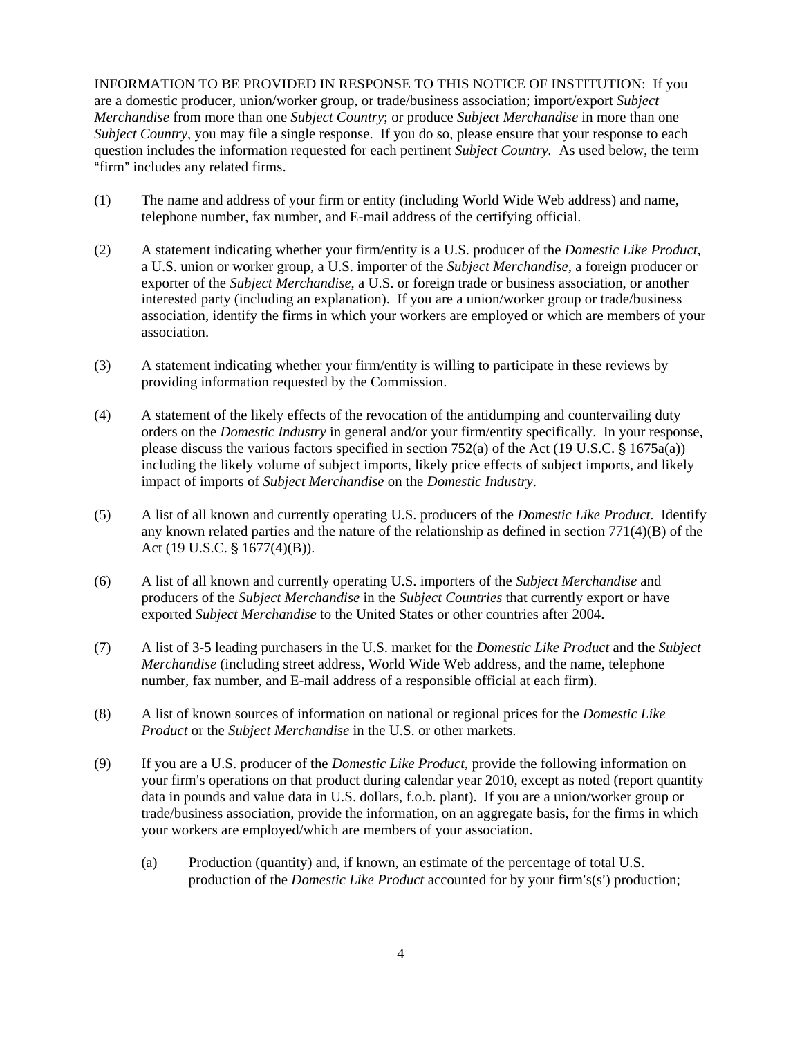INFORMATION TO BE PROVIDED IN RESPONSE TO THIS NOTICE OF INSTITUTION: If you are a domestic producer, union/worker group, or trade/business association; import/export *Subject Merchandise* from more than one *Subject Country*; or produce *Subject Merchandise* in more than one *Subject Country*, you may file a single response. If you do so, please ensure that your response to each question includes the information requested for each pertinent *Subject Country*. As used below, the term "firm" includes any related firms.

(1) The name and address of your firm or entity (including World Wide Web address) and name, telephone number, fax number, and E-mail address of the certifying official.

(2) A statement indicating whether your firm/entity is a U.S. producer of the *Domestic Like Product*, a U.S. union or worker group, a U.S. importer of the *Subject Merchandise*, a foreign producer or exporter of the *Subject Merchandise*, a U.S. or foreign trade or business association, or another interested party (including an explanation). If you are a union/worker group or trade/business association, identify the firms in which your workers are employed or which are members of your association.

(3) A statement indicating whether your firm/entity is willing to participate in these reviews by providing information requested by the Commission.

(4) A statement of the likely effects of the revocation of the antidumping and countervailing duty orders on the *Domestic Industry* in general and/or your firm/entity specifically. In your response, please discuss the various factors specified in section 752(a) of the Act (19 U.S.C. § 1675a(a)) including the likely volume of subject imports, likely price effects of subject imports, and likely impact of imports of *Subject Merchandise* on the *Domestic Industry*.

(5) A list of all known and currently operating U.S. producers of the *Domestic Like Product*. Identify any known related parties and the nature of the relationship as defined in section 771(4)(B) of the Act (19 U.S.C. § 1677(4)(B)).

(6) A list of all known and currently operating U.S. importers of the *Subject Merchandise* and producers of the *Subject Merchandise* in the *Subject Countries* that currently export or have exported *Subject Merchandise* to the United States or other countries after 2004.

(7) A list of 3-5 leading purchasers in the U.S. market for the *Domestic Like Product* and the *Subject Merchandise* (including street address, World Wide Web address, and the name, telephone number, fax number, and E-mail address of a responsible official at each firm).

(8) A list of known sources of information on national or regional prices for the *Domestic Like Product* or the *Subject Merchandise* in the U.S. or other markets.

(9) If you are a U.S. producer of the *Domestic Like Product*, provide the following information on your firm's operations on that product during calendar year 2010, except as noted (report quantity data in pounds and value data in U.S. dollars, f.o.b. plant). If you are a union/worker group or trade/business association, provide the information, on an aggregate basis, for the firms in which your workers are employed/which are members of your association.

  (a) Production (quantity) and, if known, an estimate of the percentage of total U.S. production of the *Domestic Like Product* accounted for by your firm's(s') production;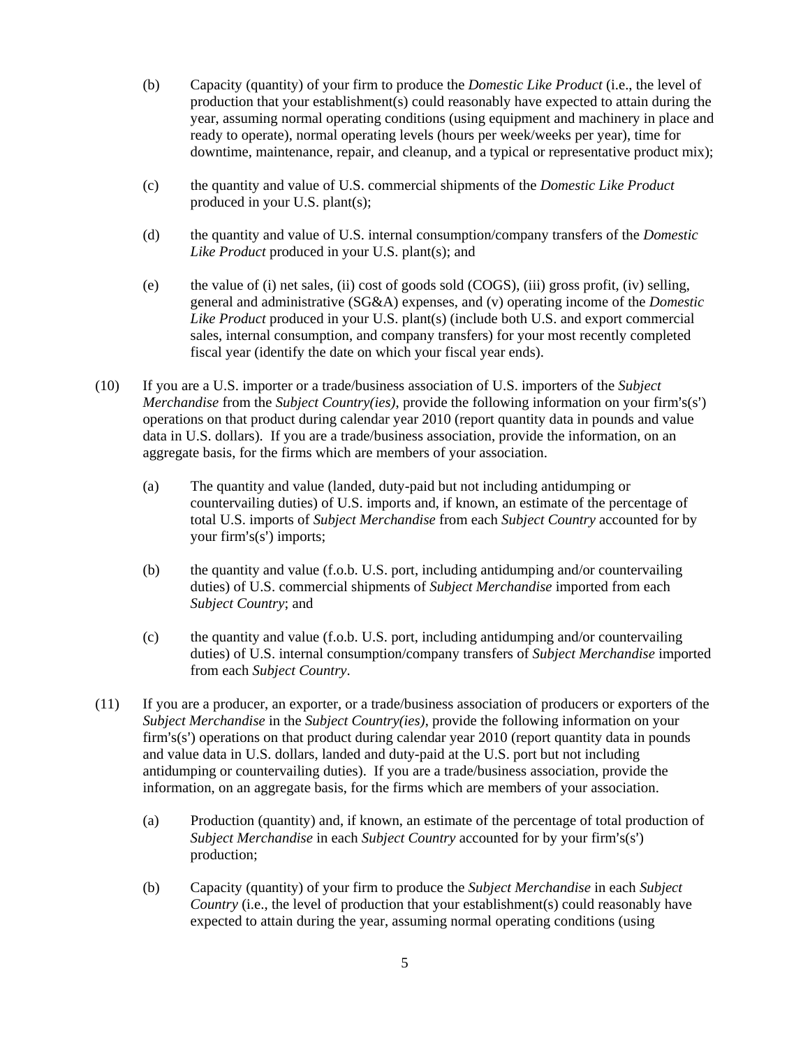(b) Capacity (quantity) of your firm to produce the *Domestic Like Product* (i.e., the level of production that your establishment(s) could reasonably have expected to attain during the year, assuming normal operating conditions (using equipment and machinery in place and ready to operate), normal operating levels (hours per week/weeks per year), time for downtime, maintenance, repair, and cleanup, and a typical or representative product mix);

(c) the quantity and value of U.S. commercial shipments of the *Domestic Like Product* produced in your U.S. plant(s);

(d) the quantity and value of U.S. internal consumption/company transfers of the *Domestic Like Product* produced in your U.S. plant(s); and

(e) the value of (i) net sales, (ii) cost of goods sold (COGS), (iii) gross profit, (iv) selling, general and administrative (SG&A) expenses, and (v) operating income of the *Domestic Like Product* produced in your U.S. plant(s) (include both U.S. and export commercial sales, internal consumption, and company transfers) for your most recently completed fiscal year (identify the date on which your fiscal year ends).

(10) If you are a U.S. importer or a trade/business association of U.S. importers of the *Subject Merchandise* from the *Subject Country(ies)*, provide the following information on your firm's(s') operations on that product during calendar year 2010 (report quantity data in pounds and value data in U.S. dollars). If you are a trade/business association, provide the information, on an aggregate basis, for the firms which are members of your association.

(a) The quantity and value (landed, duty-paid but not including antidumping or countervailing duties) of U.S. imports and, if known, an estimate of the percentage of total U.S. imports of *Subject Merchandise* from each *Subject Country* accounted for by your firm's(s') imports;

(b) the quantity and value (f.o.b. U.S. port, including antidumping and/or countervailing duties) of U.S. commercial shipments of *Subject Merchandise* imported from each *Subject Country*; and

(c) the quantity and value (f.o.b. U.S. port, including antidumping and/or countervailing duties) of U.S. internal consumption/company transfers of *Subject Merchandise* imported from each *Subject Country*.

(11) If you are a producer, an exporter, or a trade/business association of producers or exporters of the *Subject Merchandise* in the *Subject Country(ies)*, provide the following information on your firm's(s') operations on that product during calendar year 2010 (report quantity data in pounds and value data in U.S. dollars, landed and duty-paid at the U.S. port but not including antidumping or countervailing duties). If you are a trade/business association, provide the information, on an aggregate basis, for the firms which are members of your association.

(a) Production (quantity) and, if known, an estimate of the percentage of total production of *Subject Merchandise* in each *Subject Country* accounted for by your firm's(s') production;

(b) Capacity (quantity) of your firm to produce the *Subject Merchandise* in each *Subject Country* (i.e., the level of production that your establishment(s) could reasonably have expected to attain during the year, assuming normal operating conditions (using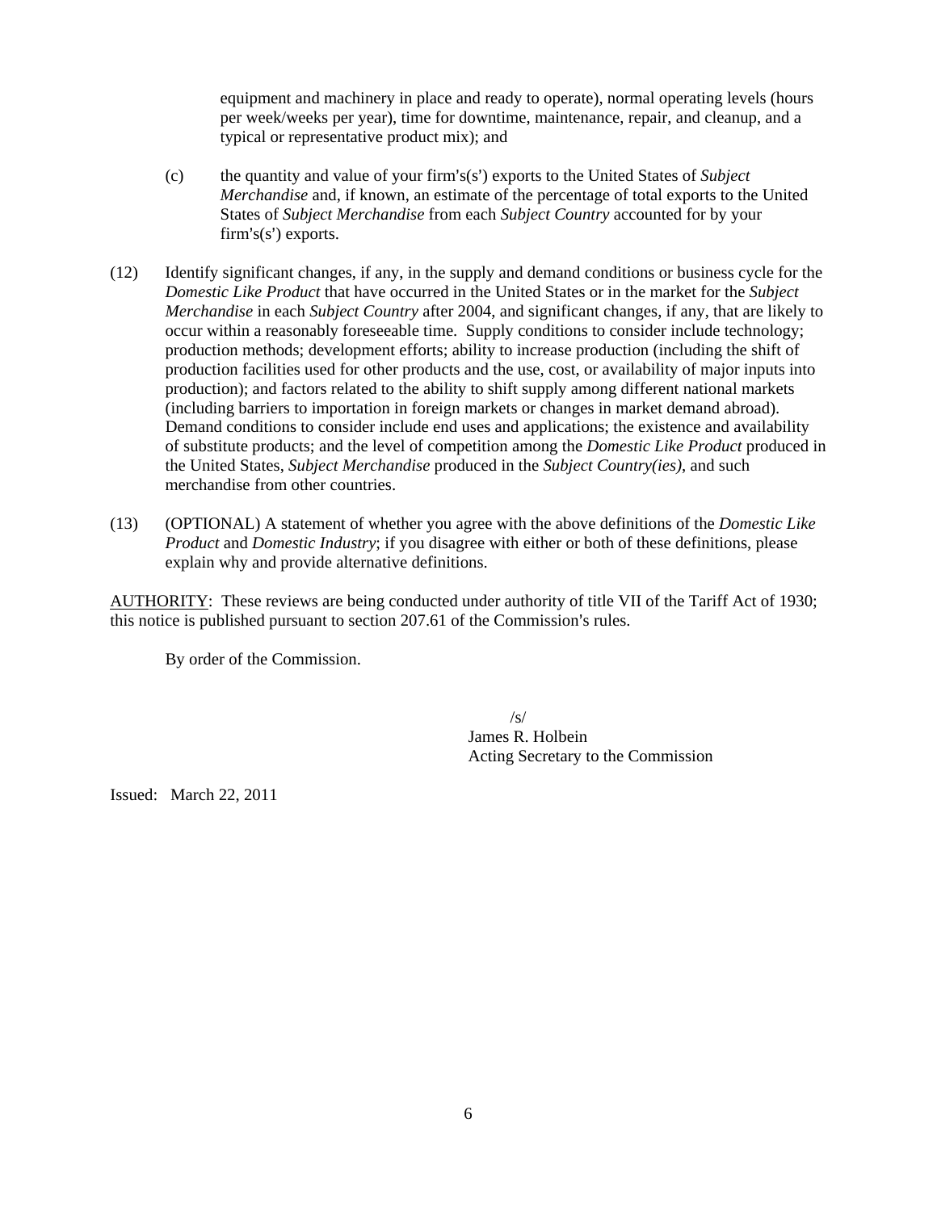equipment and machinery in place and ready to operate), normal operating levels (hours per week/weeks per year), time for downtime, maintenance, repair, and cleanup, and a typical or representative product mix); and

(c) the quantity and value of your firm's(s') exports to the United States of *Subject Merchandise* and, if known, an estimate of the percentage of total exports to the United States of *Subject Merchandise* from each *Subject Country* accounted for by your firm's(s') exports.

(12) Identify significant changes, if any, in the supply and demand conditions or business cycle for the *Domestic Like Product* that have occurred in the United States or in the market for the *Subject Merchandise* in each *Subject Country* after 2004, and significant changes, if any, that are likely to occur within a reasonably foreseeable time. Supply conditions to consider include technology; production methods; development efforts; ability to increase production (including the shift of production facilities used for other products and the use, cost, or availability of major inputs into production); and factors related to the ability to shift supply among different national markets (including barriers to importation in foreign markets or changes in market demand abroad). Demand conditions to consider include end uses and applications; the existence and availability of substitute products; and the level of competition among the *Domestic Like Product* produced in the United States, *Subject Merchandise* produced in the *Subject Country(ies)*, and such merchandise from other countries.

(13) (OPTIONAL) A statement of whether you agree with the above definitions of the *Domestic Like Product* and *Domestic Industry*; if you disagree with either or both of these definitions, please explain why and provide alternative definitions.

AUTHORITY: These reviews are being conducted under authority of title VII of the Tariff Act of 1930; this notice is published pursuant to section 207.61 of the Commission's rules.

By order of the Commission.

/s/
James R. Holbein
Acting Secretary to the Commission

Issued: March 22, 2011